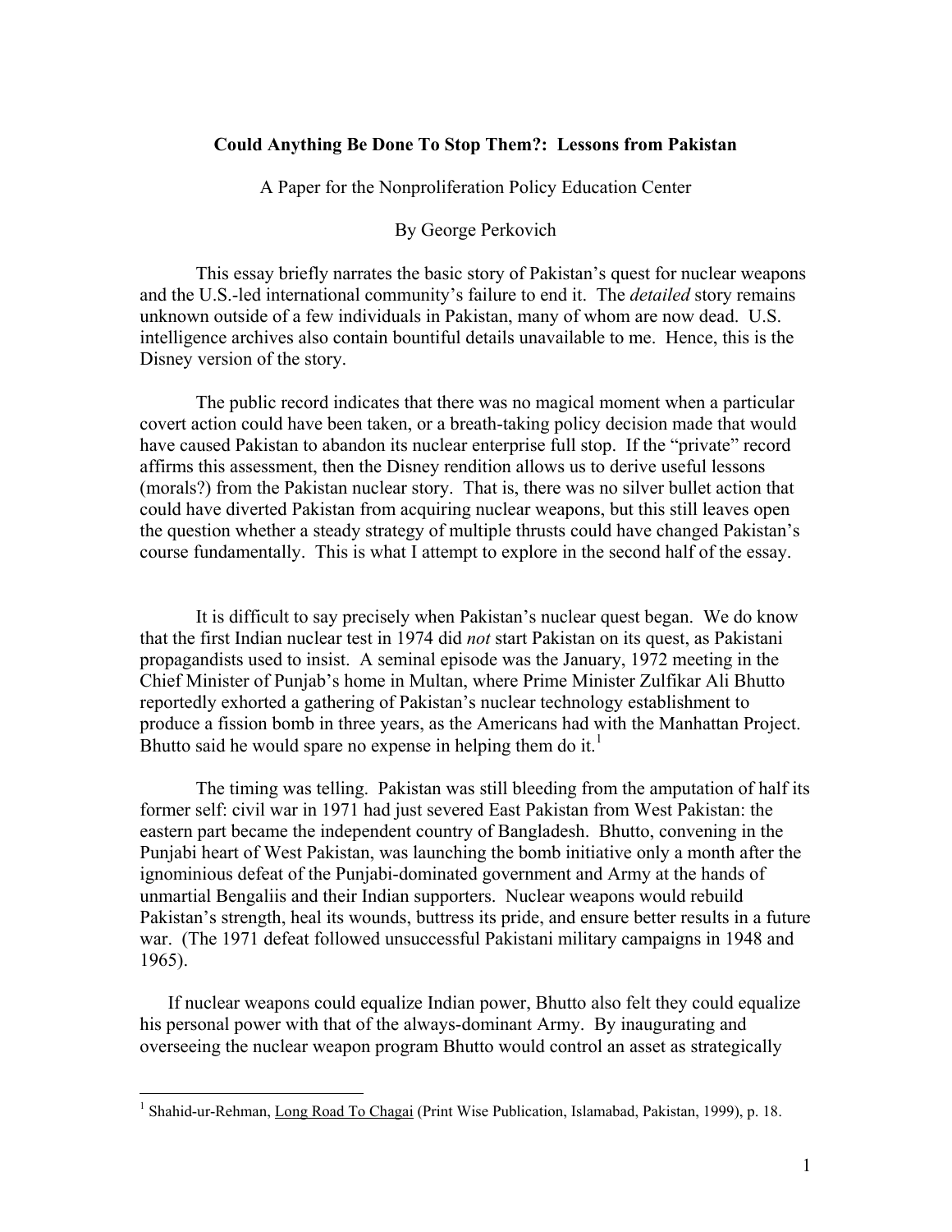# Could Anything Be Done To Stop Them?: Lessons from Pakistan

A Paper for the Nonproliferation Policy Education Center

By George Perkovich

This essay briefly narrates the basic story of Pakistan's quest for nuclear weapons and the U.S.-led international community's failure to end it. The *detailed* story remains unknown outside of a few individuals in Pakistan, many of whom are now dead. U.S. intelligence archives also contain bountiful details unavailable to me. Hence, this is the Disney version of the story.

The public record indicates that there was no magical moment when a particular covert action could have been taken, or a breath-taking policy decision made that would have caused Pakistan to abandon its nuclear enterprise full stop. If the "private" record affirms this assessment, then the Disney rendition allows us to derive useful lessons (morals?) from the Pakistan nuclear story. That is, there was no silver bullet action that could have diverted Pakistan from acquiring nuclear weapons, but this still leaves open the question whether a steady strategy of multiple thrusts could have changed Pakistan's course fundamentally. This is what I attempt to explore in the second half of the essay.

It is difficult to say precisely when Pakistan's nuclear quest began. We do know that the first Indian nuclear test in 1974 did *not* start Pakistan on its quest, as Pakistani propagandists used to insist. A seminal episode was the January, 1972 meeting in the Chief Minister of Punjab's home in Multan, where Prime Minister Zulfikar Ali Bhutto reportedly exhorted a gathering of Pakistan's nuclear technology establishment to produce a fission bomb in three years, as the Americans had with the Manhattan Project. Bhutto said he would spare no expense in helping them do it.[1]

The timing was telling. Pakistan was still bleeding from the amputation of half its former self: civil war in 1971 had just severed East Pakistan from West Pakistan: the eastern part became the independent country of Bangladesh. Bhutto, convening in the Punjabi heart of West Pakistan, was launching the bomb initiative only a month after the ignominious defeat of the Punjabi-dominated government and Army at the hands of unmartial Bengaliis and their Indian supporters. Nuclear weapons would rebuild Pakistan's strength, heal its wounds, buttress its pride, and ensure better results in a future war. (The 1971 defeat followed unsuccessful Pakistani military campaigns in 1948 and 1965).

If nuclear weapons could equalize Indian power, Bhutto also felt they could equalize his personal power with that of the always-dominant Army. By inaugurating and overseeing the nuclear weapon program Bhutto would control an asset as strategically

[1] Shahid-ur-Rehman, Long Road To Chagai (Print Wise Publication, Islamabad, Pakistan, 1999), p. 18.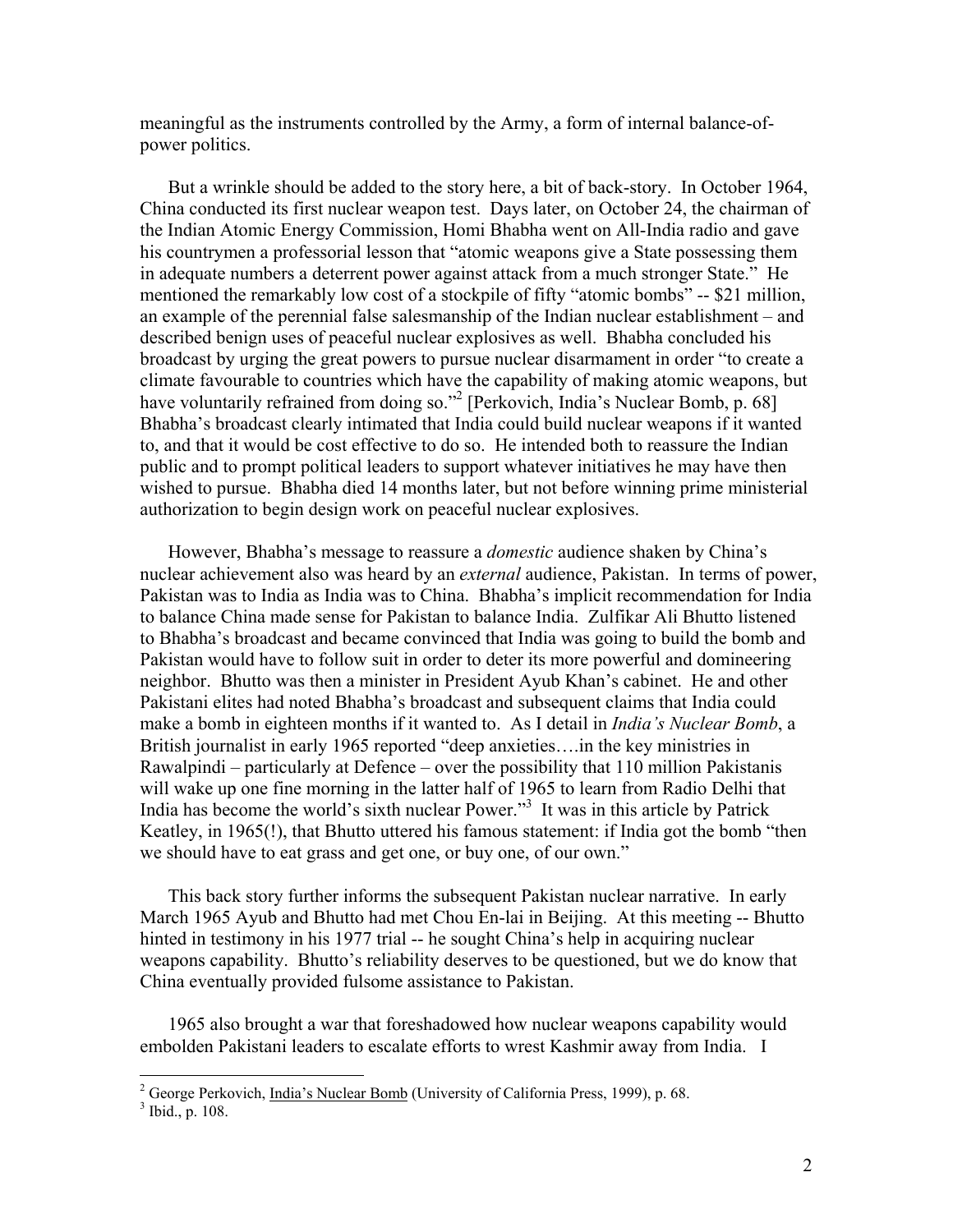meaningful as the instruments controlled by the Army, a form of internal balance-of-power politics.

But a wrinkle should be added to the story here, a bit of back-story. In October 1964, China conducted its first nuclear weapon test. Days later, on October 24, the chairman of the Indian Atomic Energy Commission, Homi Bhabha went on All-India radio and gave his countrymen a professorial lesson that "atomic weapons give a State possessing them in adequate numbers a deterrent power against attack from a much stronger State." He mentioned the remarkably low cost of a stockpile of fifty "atomic bombs" -- $21 million, an example of the perennial false salesmanship of the Indian nuclear establishment – and described benign uses of peaceful nuclear explosives as well. Bhabha concluded his broadcast by urging the great powers to pursue nuclear disarmament in order "to create a climate favourable to countries which have the capability of making atomic weapons, but have voluntarily refrained from doing so."[2] [Perkovich, India's Nuclear Bomb, p. 68] Bhabha's broadcast clearly intimated that India could build nuclear weapons if it wanted to, and that it would be cost effective to do so. He intended both to reassure the Indian public and to prompt political leaders to support whatever initiatives he may have then wished to pursue. Bhabha died 14 months later, but not before winning prime ministerial authorization to begin design work on peaceful nuclear explosives.

However, Bhabha's message to reassure a *domestic* audience shaken by China's nuclear achievement also was heard by an *external* audience, Pakistan. In terms of power, Pakistan was to India as India was to China. Bhabha's implicit recommendation for India to balance China made sense for Pakistan to balance India. Zulfikar Ali Bhutto listened to Bhabha's broadcast and became convinced that India was going to build the bomb and Pakistan would have to follow suit in order to deter its more powerful and domineering neighbor. Bhutto was then a minister in President Ayub Khan's cabinet. He and other Pakistani elites had noted Bhabha's broadcast and subsequent claims that India could make a bomb in eighteen months if it wanted to. As I detail in *India's Nuclear Bomb*, a British journalist in early 1965 reported "deep anxieties….in the key ministries in Rawalpindi – particularly at Defence – over the possibility that 110 million Pakistanis will wake up one fine morning in the latter half of 1965 to learn from Radio Delhi that India has become the world's sixth nuclear Power."[3] It was in this article by Patrick Keatley, in 1965(!), that Bhutto uttered his famous statement: if India got the bomb "then we should have to eat grass and get one, or buy one, of our own."

This back story further informs the subsequent Pakistan nuclear narrative. In early March 1965 Ayub and Bhutto had met Chou En-lai in Beijing. At this meeting -- Bhutto hinted in testimony in his 1977 trial -- he sought China's help in acquiring nuclear weapons capability. Bhutto's reliability deserves to be questioned, but we do know that China eventually provided fulsome assistance to Pakistan.

1965 also brought a war that foreshadowed how nuclear weapons capability would embolden Pakistani leaders to escalate efforts to wrest Kashmir away from India. I

---

[2] George Perkovich, India's Nuclear Bomb (University of California Press, 1999), p. 68.

[3] Ibid., p. 108.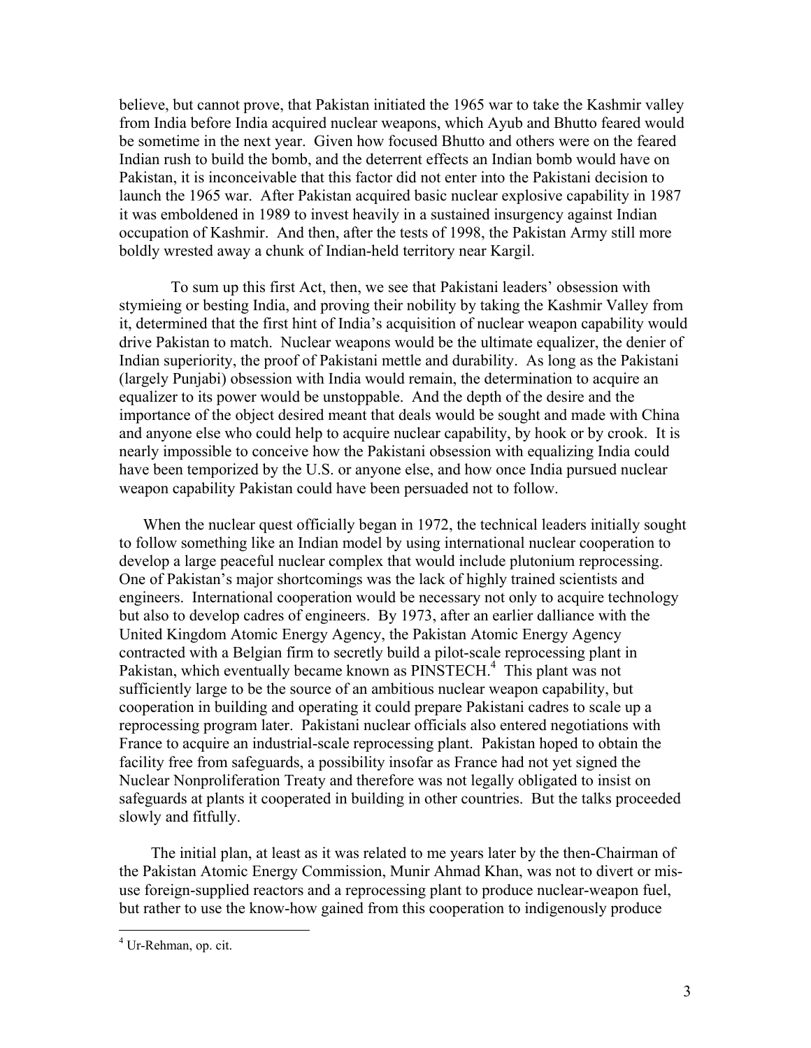believe, but cannot prove, that Pakistan initiated the 1965 war to take the Kashmir valley from India before India acquired nuclear weapons, which Ayub and Bhutto feared would be sometime in the next year. Given how focused Bhutto and others were on the feared Indian rush to build the bomb, and the deterrent effects an Indian bomb would have on Pakistan, it is inconceivable that this factor did not enter into the Pakistani decision to launch the 1965 war. After Pakistan acquired basic nuclear explosive capability in 1987 it was emboldened in 1989 to invest heavily in a sustained insurgency against Indian occupation of Kashmir. And then, after the tests of 1998, the Pakistan Army still more boldly wrested away a chunk of Indian-held territory near Kargil.

To sum up this first Act, then, we see that Pakistani leaders' obsession with stymieing or besting India, and proving their nobility by taking the Kashmir Valley from it, determined that the first hint of India's acquisition of nuclear weapon capability would drive Pakistan to match. Nuclear weapons would be the ultimate equalizer, the denier of Indian superiority, the proof of Pakistani mettle and durability. As long as the Pakistani (largely Punjabi) obsession with India would remain, the determination to acquire an equalizer to its power would be unstoppable. And the depth of the desire and the importance of the object desired meant that deals would be sought and made with China and anyone else who could help to acquire nuclear capability, by hook or by crook. It is nearly impossible to conceive how the Pakistani obsession with equalizing India could have been temporized by the U.S. or anyone else, and how once India pursued nuclear weapon capability Pakistan could have been persuaded not to follow.

When the nuclear quest officially began in 1972, the technical leaders initially sought to follow something like an Indian model by using international nuclear cooperation to develop a large peaceful nuclear complex that would include plutonium reprocessing. One of Pakistan's major shortcomings was the lack of highly trained scientists and engineers. International cooperation would be necessary not only to acquire technology but also to develop cadres of engineers. By 1973, after an earlier dalliance with the United Kingdom Atomic Energy Agency, the Pakistan Atomic Energy Agency contracted with a Belgian firm to secretly build a pilot-scale reprocessing plant in Pakistan, which eventually became known as PINSTECH.[4] This plant was not sufficiently large to be the source of an ambitious nuclear weapon capability, but cooperation in building and operating it could prepare Pakistani cadres to scale up a reprocessing program later. Pakistani nuclear officials also entered negotiations with France to acquire an industrial-scale reprocessing plant. Pakistan hoped to obtain the facility free from safeguards, a possibility insofar as France had not yet signed the Nuclear Nonproliferation Treaty and therefore was not legally obligated to insist on safeguards at plants it cooperated in building in other countries. But the talks proceeded slowly and fitfully.

The initial plan, at least as it was related to me years later by the then-Chairman of the Pakistan Atomic Energy Commission, Munir Ahmad Khan, was not to divert or mis-use foreign-supplied reactors and a reprocessing plant to produce nuclear-weapon fuel, but rather to use the know-how gained from this cooperation to indigenously produce

[4] Ur-Rehman, op. cit.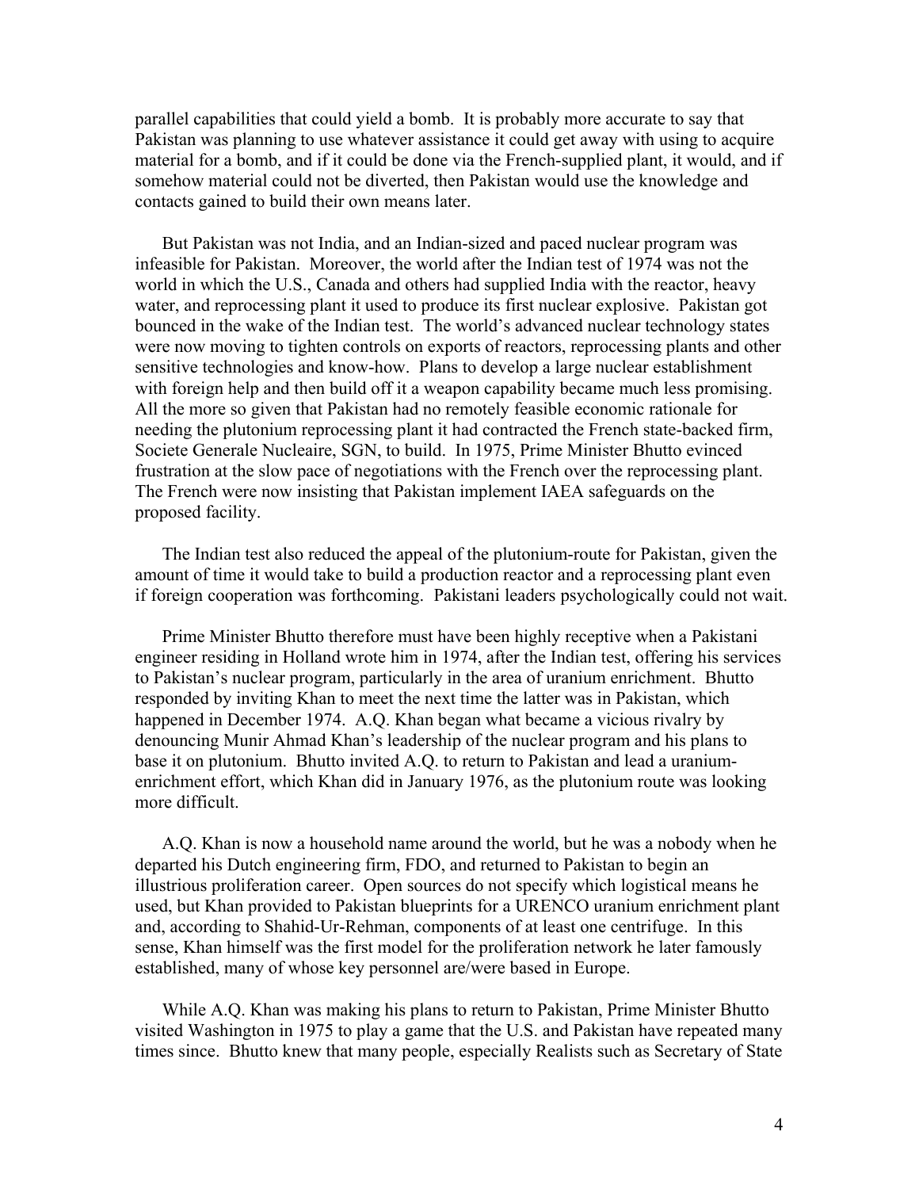parallel capabilities that could yield a bomb. It is probably more accurate to say that Pakistan was planning to use whatever assistance it could get away with using to acquire material for a bomb, and if it could be done via the French-supplied plant, it would, and if somehow material could not be diverted, then Pakistan would use the knowledge and contacts gained to build their own means later.

But Pakistan was not India, and an Indian-sized and paced nuclear program was infeasible for Pakistan. Moreover, the world after the Indian test of 1974 was not the world in which the U.S., Canada and others had supplied India with the reactor, heavy water, and reprocessing plant it used to produce its first nuclear explosive. Pakistan got bounced in the wake of the Indian test. The world's advanced nuclear technology states were now moving to tighten controls on exports of reactors, reprocessing plants and other sensitive technologies and know-how. Plans to develop a large nuclear establishment with foreign help and then build off it a weapon capability became much less promising. All the more so given that Pakistan had no remotely feasible economic rationale for needing the plutonium reprocessing plant it had contracted the French state-backed firm, Societe Generale Nucleaire, SGN, to build. In 1975, Prime Minister Bhutto evinced frustration at the slow pace of negotiations with the French over the reprocessing plant. The French were now insisting that Pakistan implement IAEA safeguards on the proposed facility.

The Indian test also reduced the appeal of the plutonium-route for Pakistan, given the amount of time it would take to build a production reactor and a reprocessing plant even if foreign cooperation was forthcoming. Pakistani leaders psychologically could not wait.

Prime Minister Bhutto therefore must have been highly receptive when a Pakistani engineer residing in Holland wrote him in 1974, after the Indian test, offering his services to Pakistan's nuclear program, particularly in the area of uranium enrichment. Bhutto responded by inviting Khan to meet the next time the latter was in Pakistan, which happened in December 1974. A.Q. Khan began what became a vicious rivalry by denouncing Munir Ahmad Khan's leadership of the nuclear program and his plans to base it on plutonium. Bhutto invited A.Q. to return to Pakistan and lead a uranium-enrichment effort, which Khan did in January 1976, as the plutonium route was looking more difficult.

A.Q. Khan is now a household name around the world, but he was a nobody when he departed his Dutch engineering firm, FDO, and returned to Pakistan to begin an illustrious proliferation career. Open sources do not specify which logistical means he used, but Khan provided to Pakistan blueprints for a URENCO uranium enrichment plant and, according to Shahid-Ur-Rehman, components of at least one centrifuge. In this sense, Khan himself was the first model for the proliferation network he later famously established, many of whose key personnel are/were based in Europe.

While A.Q. Khan was making his plans to return to Pakistan, Prime Minister Bhutto visited Washington in 1975 to play a game that the U.S. and Pakistan have repeated many times since. Bhutto knew that many people, especially Realists such as Secretary of State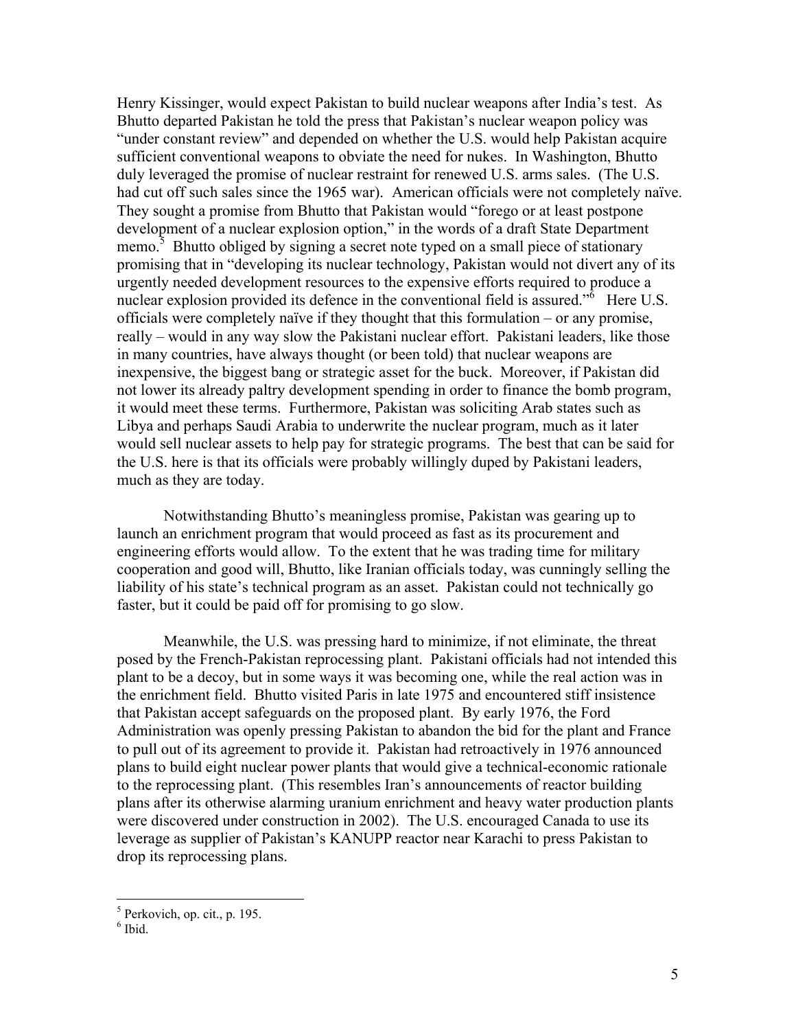Henry Kissinger, would expect Pakistan to build nuclear weapons after India's test. As Bhutto departed Pakistan he told the press that Pakistan's nuclear weapon policy was "under constant review" and depended on whether the U.S. would help Pakistan acquire sufficient conventional weapons to obviate the need for nukes. In Washington, Bhutto duly leveraged the promise of nuclear restraint for renewed U.S. arms sales. (The U.S. had cut off such sales since the 1965 war). American officials were not completely naïve. They sought a promise from Bhutto that Pakistan would "forego or at least postpone development of a nuclear explosion option," in the words of a draft State Department memo.[5] Bhutto obliged by signing a secret note typed on a small piece of stationary promising that in "developing its nuclear technology, Pakistan would not divert any of its urgently needed development resources to the expensive efforts required to produce a nuclear explosion provided its defence in the conventional field is assured."[6] Here U.S. officials were completely naïve if they thought that this formulation – or any promise, really – would in any way slow the Pakistani nuclear effort. Pakistani leaders, like those in many countries, have always thought (or been told) that nuclear weapons are inexpensive, the biggest bang or strategic asset for the buck. Moreover, if Pakistan did not lower its already paltry development spending in order to finance the bomb program, it would meet these terms. Furthermore, Pakistan was soliciting Arab states such as Libya and perhaps Saudi Arabia to underwrite the nuclear program, much as it later would sell nuclear assets to help pay for strategic programs. The best that can be said for the U.S. here is that its officials were probably willingly duped by Pakistani leaders, much as they are today.

Notwithstanding Bhutto's meaningless promise, Pakistan was gearing up to launch an enrichment program that would proceed as fast as its procurement and engineering efforts would allow. To the extent that he was trading time for military cooperation and good will, Bhutto, like Iranian officials today, was cunningly selling the liability of his state's technical program as an asset. Pakistan could not technically go faster, but it could be paid off for promising to go slow.

Meanwhile, the U.S. was pressing hard to minimize, if not eliminate, the threat posed by the French-Pakistan reprocessing plant. Pakistani officials had not intended this plant to be a decoy, but in some ways it was becoming one, while the real action was in the enrichment field. Bhutto visited Paris in late 1975 and encountered stiff insistence that Pakistan accept safeguards on the proposed plant. By early 1976, the Ford Administration was openly pressing Pakistan to abandon the bid for the plant and France to pull out of its agreement to provide it. Pakistan had retroactively in 1976 announced plans to build eight nuclear power plants that would give a technical-economic rationale to the reprocessing plant. (This resembles Iran's announcements of reactor building plans after its otherwise alarming uranium enrichment and heavy water production plants were discovered under construction in 2002). The U.S. encouraged Canada to use its leverage as supplier of Pakistan's KANUPP reactor near Karachi to press Pakistan to drop its reprocessing plans.

---

[5] Perkovich, op. cit., p. 195.

[6] Ibid.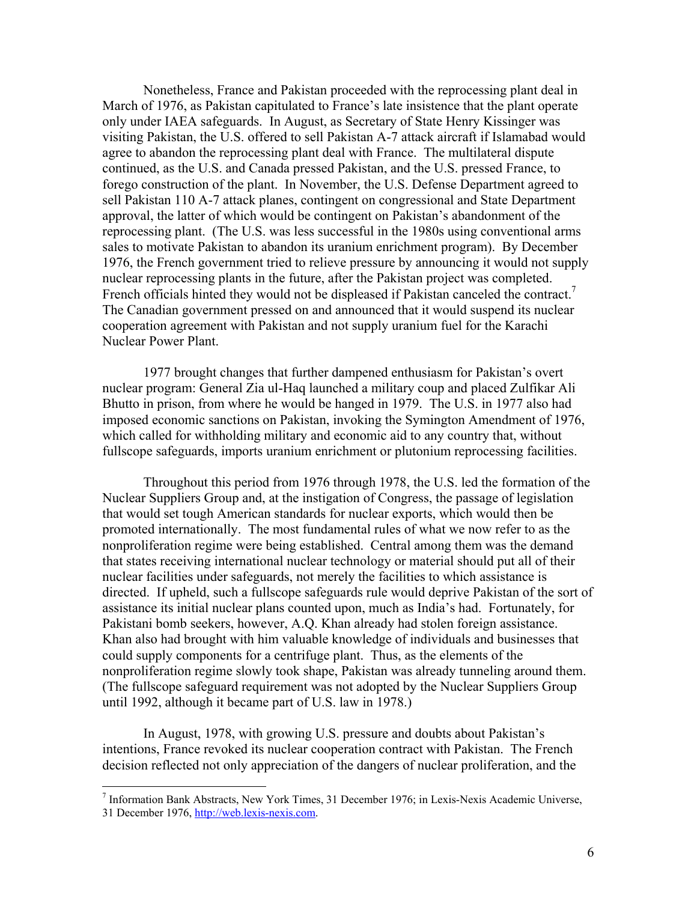Nonetheless, France and Pakistan proceeded with the reprocessing plant deal in March of 1976, as Pakistan capitulated to France's late insistence that the plant operate only under IAEA safeguards. In August, as Secretary of State Henry Kissinger was visiting Pakistan, the U.S. offered to sell Pakistan A-7 attack aircraft if Islamabad would agree to abandon the reprocessing plant deal with France. The multilateral dispute continued, as the U.S. and Canada pressed Pakistan, and the U.S. pressed France, to forego construction of the plant. In November, the U.S. Defense Department agreed to sell Pakistan 110 A-7 attack planes, contingent on congressional and State Department approval, the latter of which would be contingent on Pakistan's abandonment of the reprocessing plant. (The U.S. was less successful in the 1980s using conventional arms sales to motivate Pakistan to abandon its uranium enrichment program). By December 1976, the French government tried to relieve pressure by announcing it would not supply nuclear reprocessing plants in the future, after the Pakistan project was completed. French officials hinted they would not be displeased if Pakistan canceled the contract.[7] The Canadian government pressed on and announced that it would suspend its nuclear cooperation agreement with Pakistan and not supply uranium fuel for the Karachi Nuclear Power Plant.

1977 brought changes that further dampened enthusiasm for Pakistan's overt nuclear program: General Zia ul-Haq launched a military coup and placed Zulfikar Ali Bhutto in prison, from where he would be hanged in 1979. The U.S. in 1977 also had imposed economic sanctions on Pakistan, invoking the Symington Amendment of 1976, which called for withholding military and economic aid to any country that, without fullscope safeguards, imports uranium enrichment or plutonium reprocessing facilities.

Throughout this period from 1976 through 1978, the U.S. led the formation of the Nuclear Suppliers Group and, at the instigation of Congress, the passage of legislation that would set tough American standards for nuclear exports, which would then be promoted internationally. The most fundamental rules of what we now refer to as the nonproliferation regime were being established. Central among them was the demand that states receiving international nuclear technology or material should put all of their nuclear facilities under safeguards, not merely the facilities to which assistance is directed. If upheld, such a fullscope safeguards rule would deprive Pakistan of the sort of assistance its initial nuclear plans counted upon, much as India's had. Fortunately, for Pakistani bomb seekers, however, A.Q. Khan already had stolen foreign assistance. Khan also had brought with him valuable knowledge of individuals and businesses that could supply components for a centrifuge plant. Thus, as the elements of the nonproliferation regime slowly took shape, Pakistan was already tunneling around them. (The fullscope safeguard requirement was not adopted by the Nuclear Suppliers Group until 1992, although it became part of U.S. law in 1978.)

In August, 1978, with growing U.S. pressure and doubts about Pakistan's intentions, France revoked its nuclear cooperation contract with Pakistan. The French decision reflected not only appreciation of the dangers of nuclear proliferation, and the

---

[7] Information Bank Abstracts, New York Times, 31 December 1976; in Lexis-Nexis Academic Universe, 31 December 1976, http://web.lexis-nexis.com.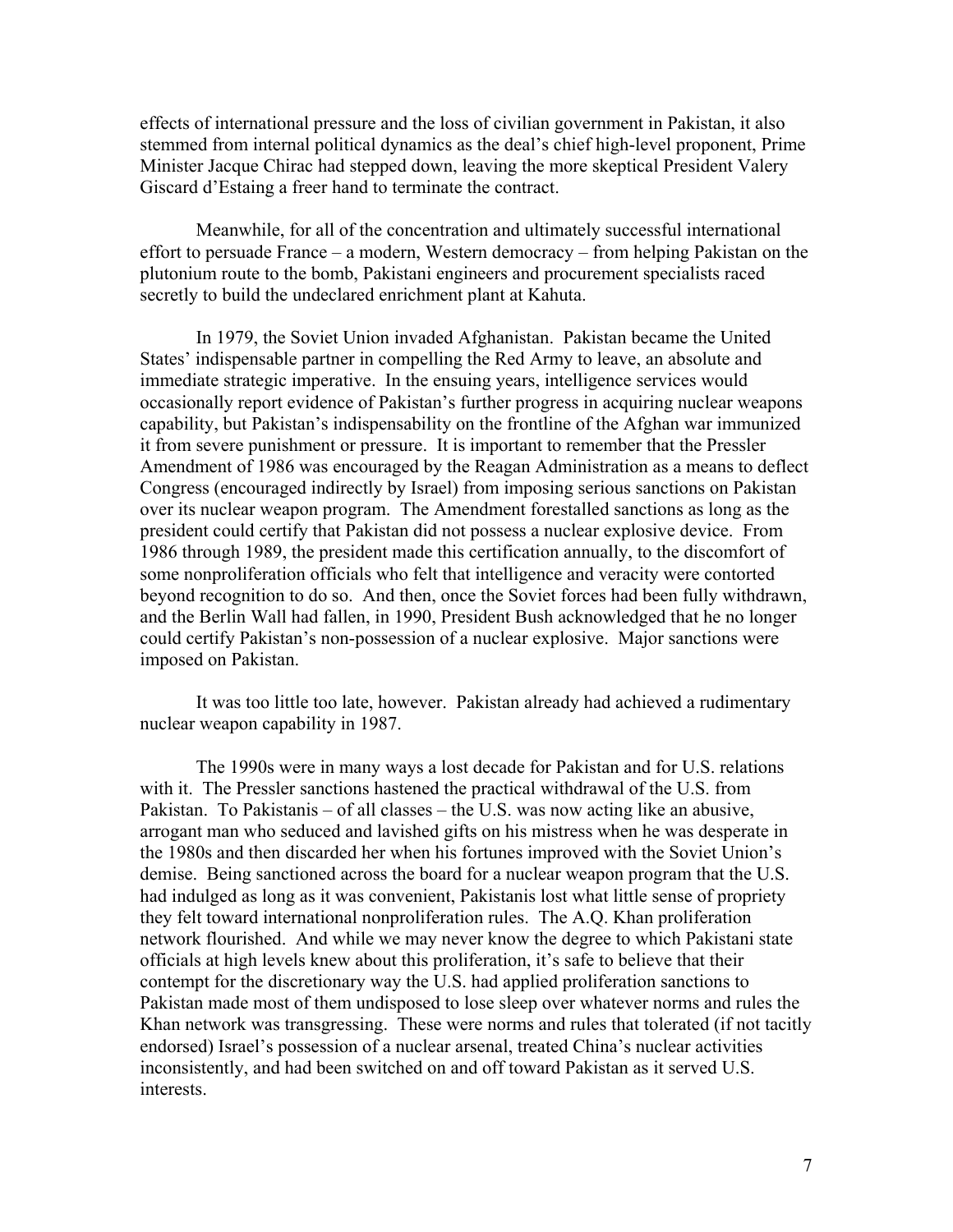effects of international pressure and the loss of civilian government in Pakistan, it also stemmed from internal political dynamics as the deal's chief high-level proponent, Prime Minister Jacque Chirac had stepped down, leaving the more skeptical President Valery Giscard d'Estaing a freer hand to terminate the contract.

Meanwhile, for all of the concentration and ultimately successful international effort to persuade France – a modern, Western democracy – from helping Pakistan on the plutonium route to the bomb, Pakistani engineers and procurement specialists raced secretly to build the undeclared enrichment plant at Kahuta.

In 1979, the Soviet Union invaded Afghanistan. Pakistan became the United States' indispensable partner in compelling the Red Army to leave, an absolute and immediate strategic imperative. In the ensuing years, intelligence services would occasionally report evidence of Pakistan's further progress in acquiring nuclear weapons capability, but Pakistan's indispensability on the frontline of the Afghan war immunized it from severe punishment or pressure. It is important to remember that the Pressler Amendment of 1986 was encouraged by the Reagan Administration as a means to deflect Congress (encouraged indirectly by Israel) from imposing serious sanctions on Pakistan over its nuclear weapon program. The Amendment forestalled sanctions as long as the president could certify that Pakistan did not possess a nuclear explosive device. From 1986 through 1989, the president made this certification annually, to the discomfort of some nonproliferation officials who felt that intelligence and veracity were contorted beyond recognition to do so. And then, once the Soviet forces had been fully withdrawn, and the Berlin Wall had fallen, in 1990, President Bush acknowledged that he no longer could certify Pakistan's non-possession of a nuclear explosive. Major sanctions were imposed on Pakistan.

It was too little too late, however. Pakistan already had achieved a rudimentary nuclear weapon capability in 1987.

The 1990s were in many ways a lost decade for Pakistan and for U.S. relations with it. The Pressler sanctions hastened the practical withdrawal of the U.S. from Pakistan. To Pakistanis – of all classes – the U.S. was now acting like an abusive, arrogant man who seduced and lavished gifts on his mistress when he was desperate in the 1980s and then discarded her when his fortunes improved with the Soviet Union's demise. Being sanctioned across the board for a nuclear weapon program that the U.S. had indulged as long as it was convenient, Pakistanis lost what little sense of propriety they felt toward international nonproliferation rules. The A.Q. Khan proliferation network flourished. And while we may never know the degree to which Pakistani state officials at high levels knew about this proliferation, it's safe to believe that their contempt for the discretionary way the U.S. had applied proliferation sanctions to Pakistan made most of them undisposed to lose sleep over whatever norms and rules the Khan network was transgressing. These were norms and rules that tolerated (if not tacitly endorsed) Israel's possession of a nuclear arsenal, treated China's nuclear activities inconsistently, and had been switched on and off toward Pakistan as it served U.S. interests.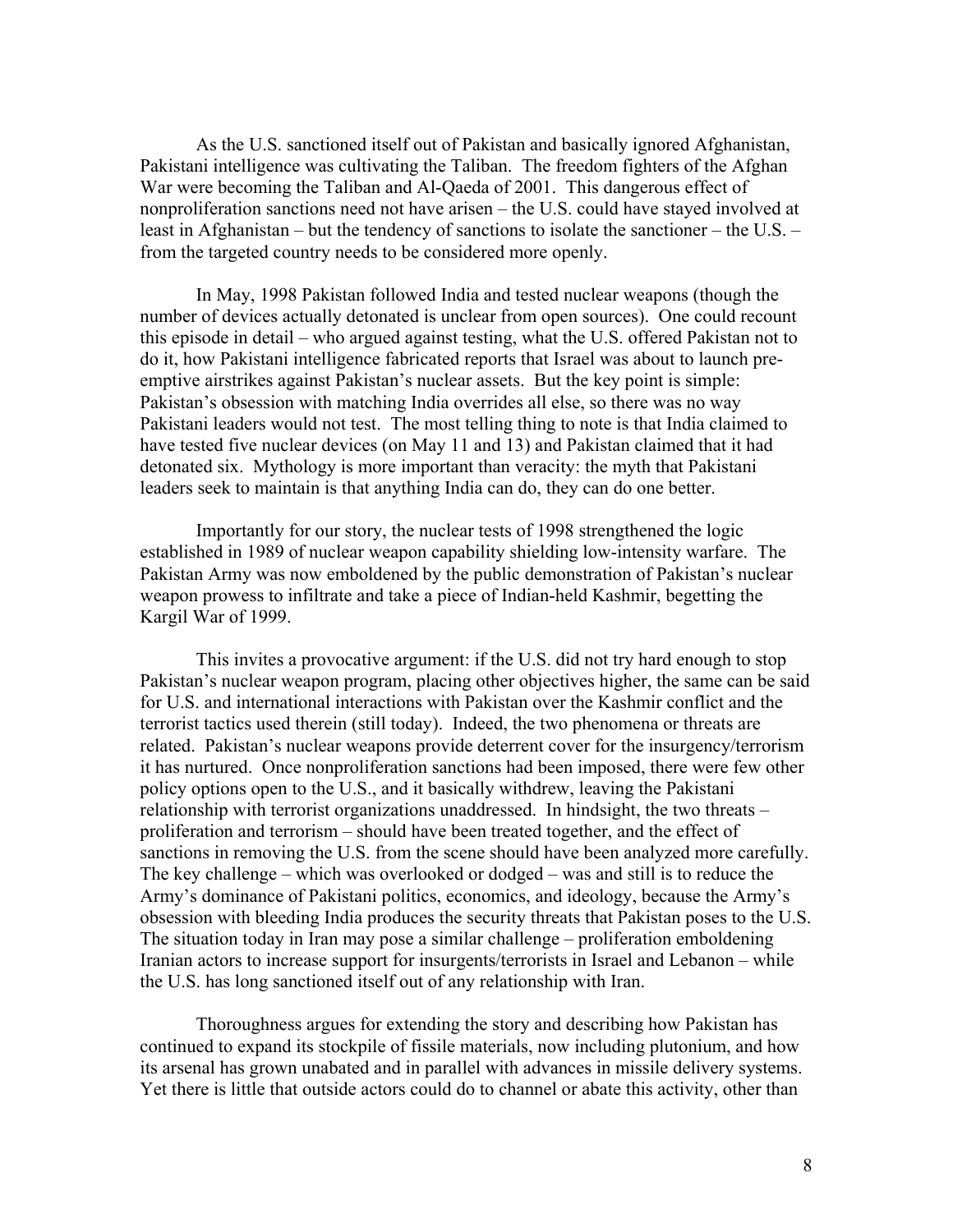As the U.S. sanctioned itself out of Pakistan and basically ignored Afghanistan, Pakistani intelligence was cultivating the Taliban. The freedom fighters of the Afghan War were becoming the Taliban and Al-Qaeda of 2001. This dangerous effect of nonproliferation sanctions need not have arisen – the U.S. could have stayed involved at least in Afghanistan – but the tendency of sanctions to isolate the sanctioner – the U.S. – from the targeted country needs to be considered more openly.

In May, 1998 Pakistan followed India and tested nuclear weapons (though the number of devices actually detonated is unclear from open sources). One could recount this episode in detail – who argued against testing, what the U.S. offered Pakistan not to do it, how Pakistani intelligence fabricated reports that Israel was about to launch pre-emptive airstrikes against Pakistan's nuclear assets. But the key point is simple: Pakistan's obsession with matching India overrides all else, so there was no way Pakistani leaders would not test. The most telling thing to note is that India claimed to have tested five nuclear devices (on May 11 and 13) and Pakistan claimed that it had detonated six. Mythology is more important than veracity: the myth that Pakistani leaders seek to maintain is that anything India can do, they can do one better.

Importantly for our story, the nuclear tests of 1998 strengthened the logic established in 1989 of nuclear weapon capability shielding low-intensity warfare. The Pakistan Army was now emboldened by the public demonstration of Pakistan's nuclear weapon prowess to infiltrate and take a piece of Indian-held Kashmir, begetting the Kargil War of 1999.

This invites a provocative argument: if the U.S. did not try hard enough to stop Pakistan's nuclear weapon program, placing other objectives higher, the same can be said for U.S. and international interactions with Pakistan over the Kashmir conflict and the terrorist tactics used therein (still today). Indeed, the two phenomena or threats are related. Pakistan's nuclear weapons provide deterrent cover for the insurgency/terrorism it has nurtured. Once nonproliferation sanctions had been imposed, there were few other policy options open to the U.S., and it basically withdrew, leaving the Pakistani relationship with terrorist organizations unaddressed. In hindsight, the two threats – proliferation and terrorism – should have been treated together, and the effect of sanctions in removing the U.S. from the scene should have been analyzed more carefully. The key challenge – which was overlooked or dodged – was and still is to reduce the Army's dominance of Pakistani politics, economics, and ideology, because the Army's obsession with bleeding India produces the security threats that Pakistan poses to the U.S. The situation today in Iran may pose a similar challenge – proliferation emboldening Iranian actors to increase support for insurgents/terrorists in Israel and Lebanon – while the U.S. has long sanctioned itself out of any relationship with Iran.

Thoroughness argues for extending the story and describing how Pakistan has continued to expand its stockpile of fissile materials, now including plutonium, and how its arsenal has grown unabated and in parallel with advances in missile delivery systems. Yet there is little that outside actors could do to channel or abate this activity, other than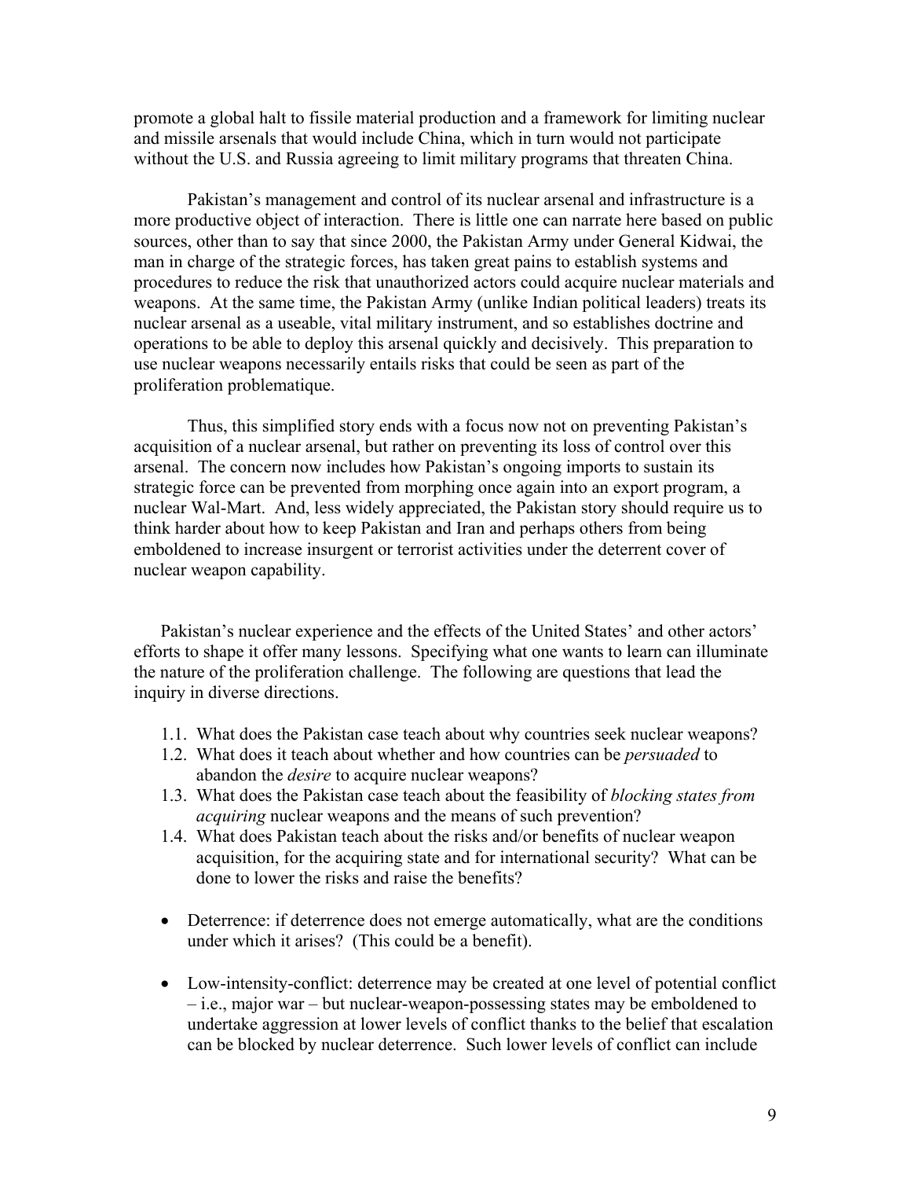promote a global halt to fissile material production and a framework for limiting nuclear and missile arsenals that would include China, which in turn would not participate without the U.S. and Russia agreeing to limit military programs that threaten China.

Pakistan's management and control of its nuclear arsenal and infrastructure is a more productive object of interaction. There is little one can narrate here based on public sources, other than to say that since 2000, the Pakistan Army under General Kidwai, the man in charge of the strategic forces, has taken great pains to establish systems and procedures to reduce the risk that unauthorized actors could acquire nuclear materials and weapons. At the same time, the Pakistan Army (unlike Indian political leaders) treats its nuclear arsenal as a useable, vital military instrument, and so establishes doctrine and operations to be able to deploy this arsenal quickly and decisively. This preparation to use nuclear weapons necessarily entails risks that could be seen as part of the proliferation problematique.

Thus, this simplified story ends with a focus now not on preventing Pakistan's acquisition of a nuclear arsenal, but rather on preventing its loss of control over this arsenal. The concern now includes how Pakistan's ongoing imports to sustain its strategic force can be prevented from morphing once again into an export program, a nuclear Wal-Mart. And, less widely appreciated, the Pakistan story should require us to think harder about how to keep Pakistan and Iran and perhaps others from being emboldened to increase insurgent or terrorist activities under the deterrent cover of nuclear weapon capability.

Pakistan's nuclear experience and the effects of the United States' and other actors' efforts to shape it offer many lessons. Specifying what one wants to learn can illuminate the nature of the proliferation challenge. The following are questions that lead the inquiry in diverse directions.

1.1. What does the Pakistan case teach about why countries seek nuclear weapons?
1.2. What does it teach about whether and how countries can be *persuaded* to abandon the *desire* to acquire nuclear weapons?
1.3. What does the Pakistan case teach about the feasibility of *blocking states from acquiring* nuclear weapons and the means of such prevention?
1.4. What does Pakistan teach about the risks and/or benefits of nuclear weapon acquisition, for the acquiring state and for international security? What can be done to lower the risks and raise the benefits?

- Deterrence: if deterrence does not emerge automatically, what are the conditions under which it arises? (This could be a benefit).

- Low-intensity-conflict: deterrence may be created at one level of potential conflict – i.e., major war – but nuclear-weapon-possessing states may be emboldened to undertake aggression at lower levels of conflict thanks to the belief that escalation can be blocked by nuclear deterrence. Such lower levels of conflict can include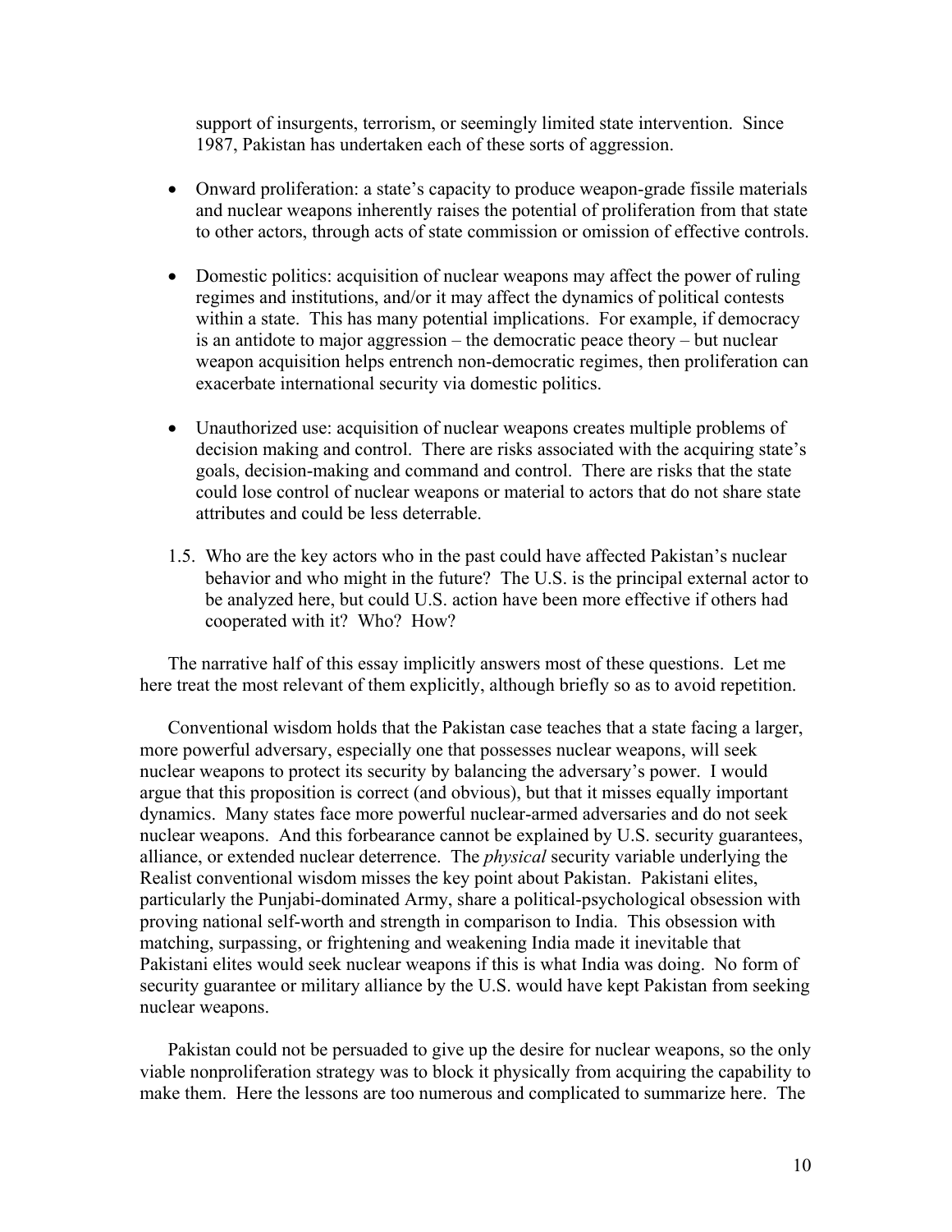support of insurgents, terrorism, or seemingly limited state intervention. Since 1987, Pakistan has undertaken each of these sorts of aggression.

- Onward proliferation: a state's capacity to produce weapon-grade fissile materials and nuclear weapons inherently raises the potential of proliferation from that state to other actors, through acts of state commission or omission of effective controls.

- Domestic politics: acquisition of nuclear weapons may affect the power of ruling regimes and institutions, and/or it may affect the dynamics of political contests within a state. This has many potential implications. For example, if democracy is an antidote to major aggression – the democratic peace theory – but nuclear weapon acquisition helps entrench non-democratic regimes, then proliferation can exacerbate international security via domestic politics.

- Unauthorized use: acquisition of nuclear weapons creates multiple problems of decision making and control. There are risks associated with the acquiring state's goals, decision-making and command and control. There are risks that the state could lose control of nuclear weapons or material to actors that do not share state attributes and could be less deterrable.

1.5. Who are the key actors who in the past could have affected Pakistan's nuclear behavior and who might in the future? The U.S. is the principal external actor to be analyzed here, but could U.S. action have been more effective if others had cooperated with it? Who? How?

The narrative half of this essay implicitly answers most of these questions. Let me here treat the most relevant of them explicitly, although briefly so as to avoid repetition.

Conventional wisdom holds that the Pakistan case teaches that a state facing a larger, more powerful adversary, especially one that possesses nuclear weapons, will seek nuclear weapons to protect its security by balancing the adversary's power. I would argue that this proposition is correct (and obvious), but that it misses equally important dynamics. Many states face more powerful nuclear-armed adversaries and do not seek nuclear weapons. And this forbearance cannot be explained by U.S. security guarantees, alliance, or extended nuclear deterrence. The *physical* security variable underlying the Realist conventional wisdom misses the key point about Pakistan. Pakistani elites, particularly the Punjabi-dominated Army, share a political-psychological obsession with proving national self-worth and strength in comparison to India. This obsession with matching, surpassing, or frightening and weakening India made it inevitable that Pakistani elites would seek nuclear weapons if this is what India was doing. No form of security guarantee or military alliance by the U.S. would have kept Pakistan from seeking nuclear weapons.

Pakistan could not be persuaded to give up the desire for nuclear weapons, so the only viable nonproliferation strategy was to block it physically from acquiring the capability to make them. Here the lessons are too numerous and complicated to summarize here. The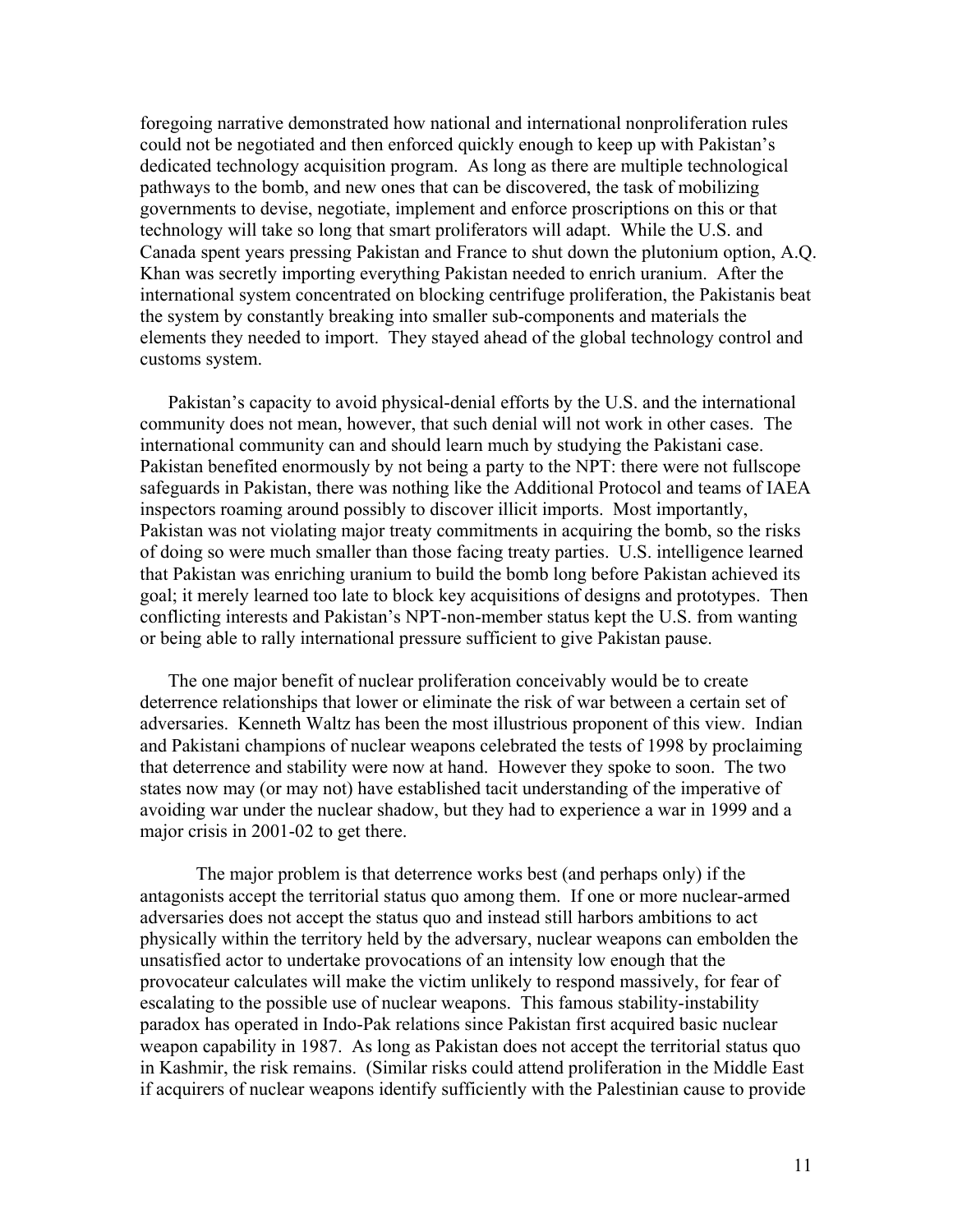foregoing narrative demonstrated how national and international nonproliferation rules could not be negotiated and then enforced quickly enough to keep up with Pakistan's dedicated technology acquisition program. As long as there are multiple technological pathways to the bomb, and new ones that can be discovered, the task of mobilizing governments to devise, negotiate, implement and enforce proscriptions on this or that technology will take so long that smart proliferators will adapt. While the U.S. and Canada spent years pressing Pakistan and France to shut down the plutonium option, A.Q. Khan was secretly importing everything Pakistan needed to enrich uranium. After the international system concentrated on blocking centrifuge proliferation, the Pakistanis beat the system by constantly breaking into smaller sub-components and materials the elements they needed to import. They stayed ahead of the global technology control and customs system.

Pakistan's capacity to avoid physical-denial efforts by the U.S. and the international community does not mean, however, that such denial will not work in other cases. The international community can and should learn much by studying the Pakistani case. Pakistan benefited enormously by not being a party to the NPT: there were not fullscope safeguards in Pakistan, there was nothing like the Additional Protocol and teams of IAEA inspectors roaming around possibly to discover illicit imports. Most importantly, Pakistan was not violating major treaty commitments in acquiring the bomb, so the risks of doing so were much smaller than those facing treaty parties. U.S. intelligence learned that Pakistan was enriching uranium to build the bomb long before Pakistan achieved its goal; it merely learned too late to block key acquisitions of designs and prototypes. Then conflicting interests and Pakistan's NPT-non-member status kept the U.S. from wanting or being able to rally international pressure sufficient to give Pakistan pause.

The one major benefit of nuclear proliferation conceivably would be to create deterrence relationships that lower or eliminate the risk of war between a certain set of adversaries. Kenneth Waltz has been the most illustrious proponent of this view. Indian and Pakistani champions of nuclear weapons celebrated the tests of 1998 by proclaiming that deterrence and stability were now at hand. However they spoke to soon. The two states now may (or may not) have established tacit understanding of the imperative of avoiding war under the nuclear shadow, but they had to experience a war in 1999 and a major crisis in 2001-02 to get there.

The major problem is that deterrence works best (and perhaps only) if the antagonists accept the territorial status quo among them. If one or more nuclear-armed adversaries does not accept the status quo and instead still harbors ambitions to act physically within the territory held by the adversary, nuclear weapons can embolden the unsatisfied actor to undertake provocations of an intensity low enough that the provocateur calculates will make the victim unlikely to respond massively, for fear of escalating to the possible use of nuclear weapons. This famous stability-instability paradox has operated in Indo-Pak relations since Pakistan first acquired basic nuclear weapon capability in 1987. As long as Pakistan does not accept the territorial status quo in Kashmir, the risk remains. (Similar risks could attend proliferation in the Middle East if acquirers of nuclear weapons identify sufficiently with the Palestinian cause to provide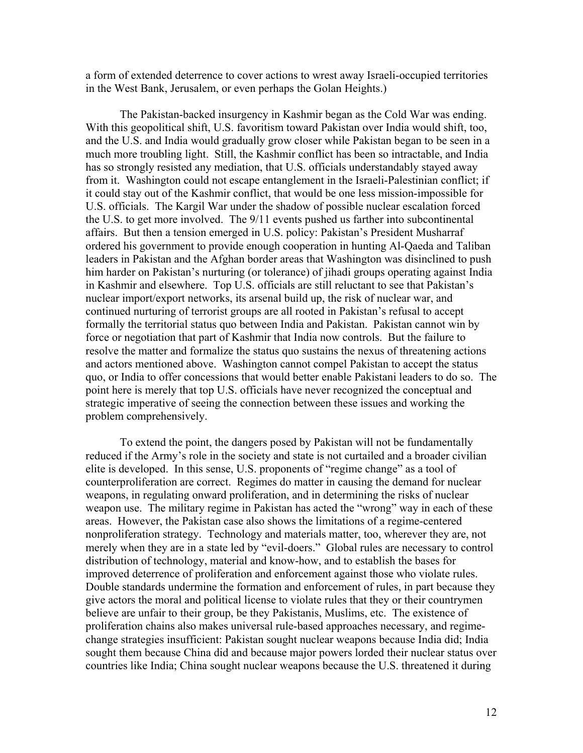a form of extended deterrence to cover actions to wrest away Israeli-occupied territories in the West Bank, Jerusalem, or even perhaps the Golan Heights.)

The Pakistan-backed insurgency in Kashmir began as the Cold War was ending. With this geopolitical shift, U.S. favoritism toward Pakistan over India would shift, too, and the U.S. and India would gradually grow closer while Pakistan began to be seen in a much more troubling light. Still, the Kashmir conflict has been so intractable, and India has so strongly resisted any mediation, that U.S. officials understandably stayed away from it. Washington could not escape entanglement in the Israeli-Palestinian conflict; if it could stay out of the Kashmir conflict, that would be one less mission-impossible for U.S. officials. The Kargil War under the shadow of possible nuclear escalation forced the U.S. to get more involved. The 9/11 events pushed us farther into subcontinental affairs. But then a tension emerged in U.S. policy: Pakistan's President Musharraf ordered his government to provide enough cooperation in hunting Al-Qaeda and Taliban leaders in Pakistan and the Afghan border areas that Washington was disinclined to push him harder on Pakistan's nurturing (or tolerance) of jihadi groups operating against India in Kashmir and elsewhere. Top U.S. officials are still reluctant to see that Pakistan's nuclear import/export networks, its arsenal build up, the risk of nuclear war, and continued nurturing of terrorist groups are all rooted in Pakistan's refusal to accept formally the territorial status quo between India and Pakistan. Pakistan cannot win by force or negotiation that part of Kashmir that India now controls. But the failure to resolve the matter and formalize the status quo sustains the nexus of threatening actions and actors mentioned above. Washington cannot compel Pakistan to accept the status quo, or India to offer concessions that would better enable Pakistani leaders to do so. The point here is merely that top U.S. officials have never recognized the conceptual and strategic imperative of seeing the connection between these issues and working the problem comprehensively.

To extend the point, the dangers posed by Pakistan will not be fundamentally reduced if the Army's role in the society and state is not curtailed and a broader civilian elite is developed. In this sense, U.S. proponents of "regime change" as a tool of counterproliferation are correct. Regimes do matter in causing the demand for nuclear weapons, in regulating onward proliferation, and in determining the risks of nuclear weapon use. The military regime in Pakistan has acted the "wrong" way in each of these areas. However, the Pakistan case also shows the limitations of a regime-centered nonproliferation strategy. Technology and materials matter, too, wherever they are, not merely when they are in a state led by "evil-doers." Global rules are necessary to control distribution of technology, material and know-how, and to establish the bases for improved deterrence of proliferation and enforcement against those who violate rules. Double standards undermine the formation and enforcement of rules, in part because they give actors the moral and political license to violate rules that they or their countrymen believe are unfair to their group, be they Pakistanis, Muslims, etc. The existence of proliferation chains also makes universal rule-based approaches necessary, and regime-change strategies insufficient: Pakistan sought nuclear weapons because India did; India sought them because China did and because major powers lorded their nuclear status over countries like India; China sought nuclear weapons because the U.S. threatened it during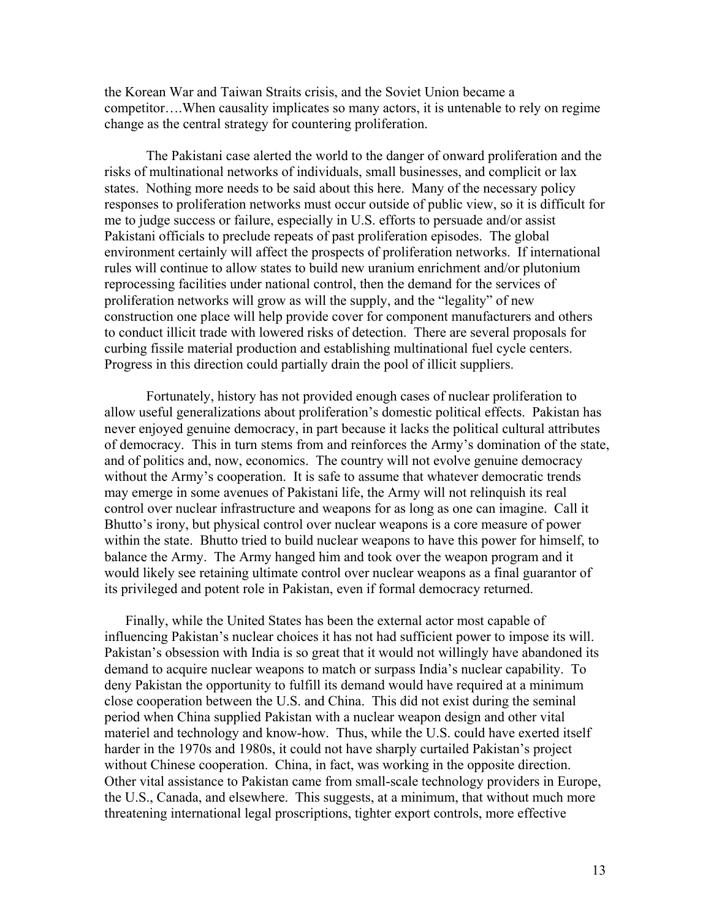the Korean War and Taiwan Straits crisis, and the Soviet Union became a competitor….When causality implicates so many actors, it is untenable to rely on regime change as the central strategy for countering proliferation.

The Pakistani case alerted the world to the danger of onward proliferation and the risks of multinational networks of individuals, small businesses, and complicit or lax states. Nothing more needs to be said about this here. Many of the necessary policy responses to proliferation networks must occur outside of public view, so it is difficult for me to judge success or failure, especially in U.S. efforts to persuade and/or assist Pakistani officials to preclude repeats of past proliferation episodes. The global environment certainly will affect the prospects of proliferation networks. If international rules will continue to allow states to build new uranium enrichment and/or plutonium reprocessing facilities under national control, then the demand for the services of proliferation networks will grow as will the supply, and the "legality" of new construction one place will help provide cover for component manufacturers and others to conduct illicit trade with lowered risks of detection. There are several proposals for curbing fissile material production and establishing multinational fuel cycle centers. Progress in this direction could partially drain the pool of illicit suppliers.

Fortunately, history has not provided enough cases of nuclear proliferation to allow useful generalizations about proliferation's domestic political effects. Pakistan has never enjoyed genuine democracy, in part because it lacks the political cultural attributes of democracy. This in turn stems from and reinforces the Army's domination of the state, and of politics and, now, economics. The country will not evolve genuine democracy without the Army's cooperation. It is safe to assume that whatever democratic trends may emerge in some avenues of Pakistani life, the Army will not relinquish its real control over nuclear infrastructure and weapons for as long as one can imagine. Call it Bhutto's irony, but physical control over nuclear weapons is a core measure of power within the state. Bhutto tried to build nuclear weapons to have this power for himself, to balance the Army. The Army hanged him and took over the weapon program and it would likely see retaining ultimate control over nuclear weapons as a final guarantor of its privileged and potent role in Pakistan, even if formal democracy returned.

Finally, while the United States has been the external actor most capable of influencing Pakistan's nuclear choices it has not had sufficient power to impose its will. Pakistan's obsession with India is so great that it would not willingly have abandoned its demand to acquire nuclear weapons to match or surpass India's nuclear capability. To deny Pakistan the opportunity to fulfill its demand would have required at a minimum close cooperation between the U.S. and China. This did not exist during the seminal period when China supplied Pakistan with a nuclear weapon design and other vital materiel and technology and know-how. Thus, while the U.S. could have exerted itself harder in the 1970s and 1980s, it could not have sharply curtailed Pakistan's project without Chinese cooperation. China, in fact, was working in the opposite direction. Other vital assistance to Pakistan came from small-scale technology providers in Europe, the U.S., Canada, and elsewhere. This suggests, at a minimum, that without much more threatening international legal proscriptions, tighter export controls, more effective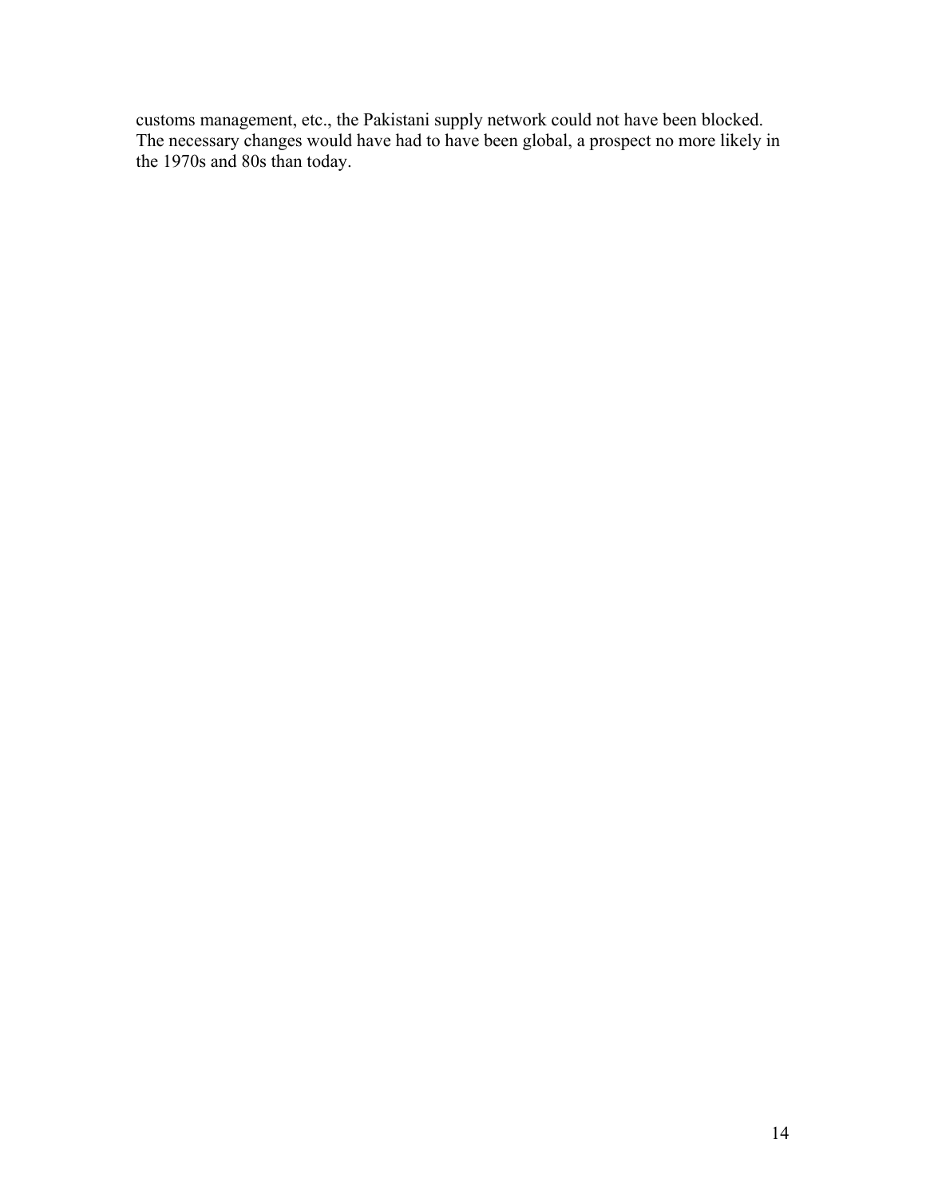customs management, etc., the Pakistani supply network could not have been blocked. The necessary changes would have had to have been global, a prospect no more likely in the 1970s and 80s than today.